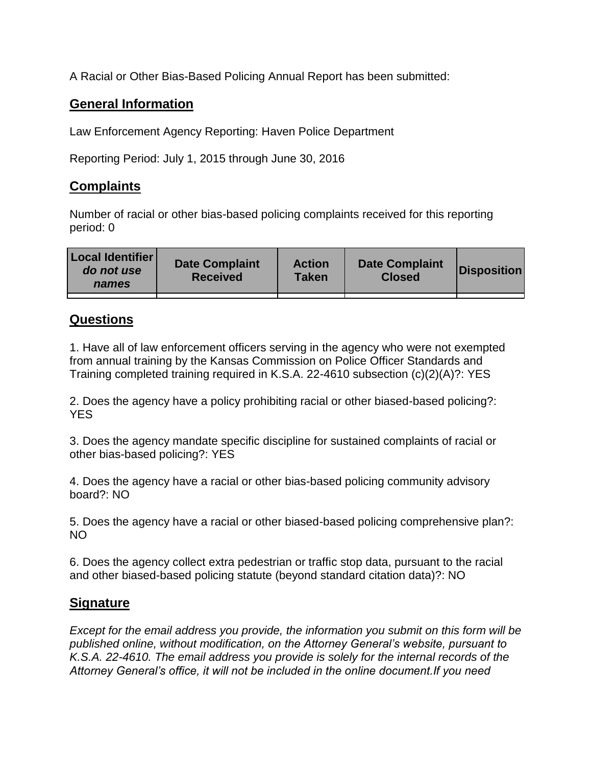A Racial or Other Bias-Based Policing Annual Report has been submitted:

## General Information

Law Enforcement Agency Reporting: Haven Police Department

Reporting Period: July 1, 2015 through June 30, 2016

## Complaints

Number of racial or other bias-based policing complaints received for this reporting period: 0

| Local Identifier *do not use names* | Date Complaint Received | Action Taken | Date Complaint Closed | Disposition |
|---|---|---|---|---|
| | | | | |

## Questions

1. Have all of law enforcement officers serving in the agency who were not exempted from annual training by the Kansas Commission on Police Officer Standards and Training completed training required in K.S.A. 22-4610 subsection (c)(2)(A)?: YES

2. Does the agency have a policy prohibiting racial or other biased-based policing?: YES

3. Does the agency mandate specific discipline for sustained complaints of racial or other bias-based policing?: YES

4. Does the agency have a racial or other bias-based policing community advisory board?: NO

5. Does the agency have a racial or other biased-based policing comprehensive plan?: NO

6. Does the agency collect extra pedestrian or traffic stop data, pursuant to the racial and other biased-based policing statute (beyond standard citation data)?: NO

## Signature

*Except for the email address you provide, the information you submit on this form will be published online, without modification, on the Attorney General's website, pursuant to K.S.A. 22-4610. The email address you provide is solely for the internal records of the Attorney General's office, it will not be included in the online document.If you need*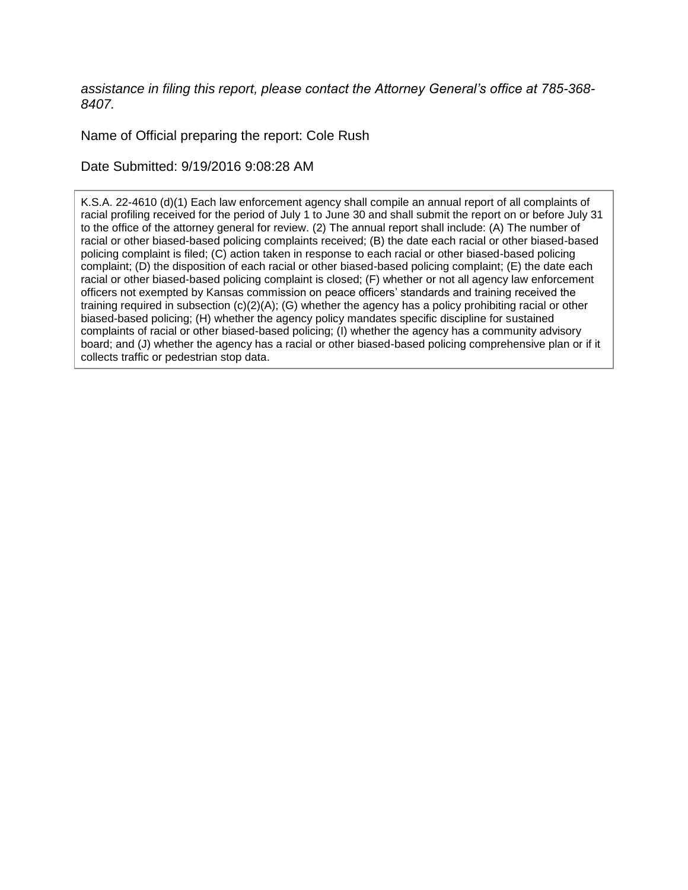*assistance in filing this report, please contact the Attorney General's office at 785-368-8407.*

Name of Official preparing the report: Cole Rush

Date Submitted: 9/19/2016 9:08:28 AM

K.S.A. 22-4610 (d)(1) Each law enforcement agency shall compile an annual report of all complaints of racial profiling received for the period of July 1 to June 30 and shall submit the report on or before July 31 to the office of the attorney general for review. (2) The annual report shall include: (A) The number of racial or other biased-based policing complaints received; (B) the date each racial or other biased-based policing complaint is filed; (C) action taken in response to each racial or other biased-based policing complaint; (D) the disposition of each racial or other biased-based policing complaint; (E) the date each racial or other biased-based policing complaint is closed; (F) whether or not all agency law enforcement officers not exempted by Kansas commission on peace officers' standards and training received the training required in subsection (c)(2)(A); (G) whether the agency has a policy prohibiting racial or other biased-based policing; (H) whether the agency policy mandates specific discipline for sustained complaints of racial or other biased-based policing; (I) whether the agency has a community advisory board; and (J) whether the agency has a racial or other biased-based policing comprehensive plan or if it collects traffic or pedestrian stop data.